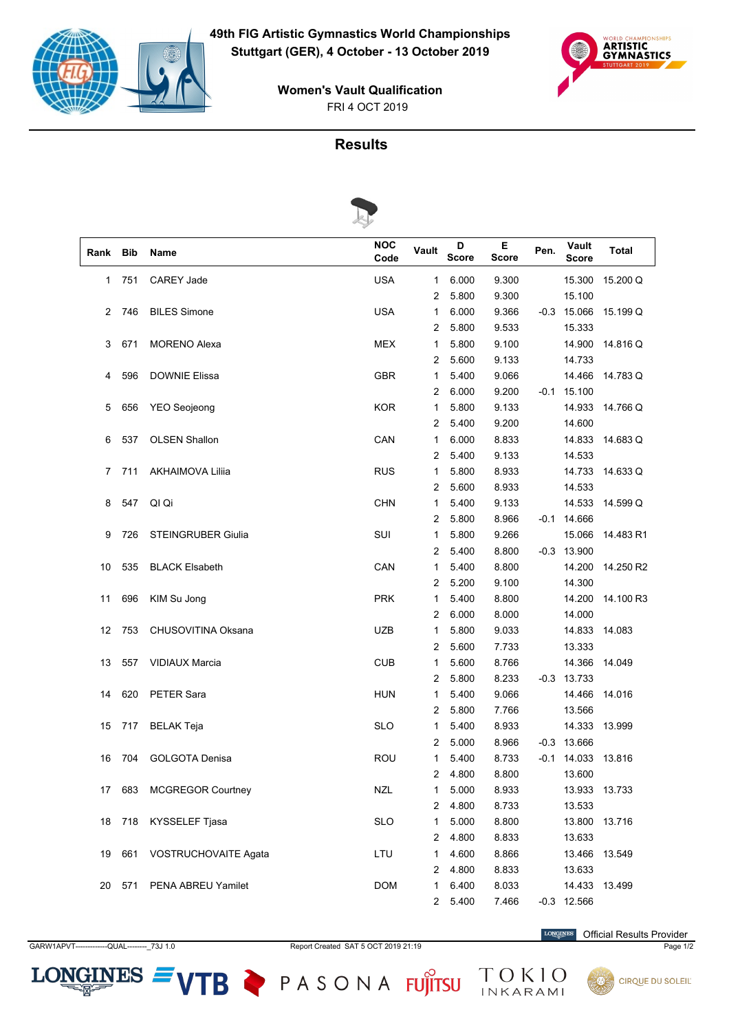# 49th FIG Artistic Gymnastics World Championships

**Stuttgart (GER), 4 October - 13 October 2019**

**Women's Vault Qualification**

FRI 4 OCT 2019

## Results

| Rank | Bib | Name | NOC Code | Vault | D Score | E Score | Pen. | Vault Score | Total |
|---|---|---|---|---|---|---|---|---|---|
| 1 | 751 | CAREY Jade | USA | 1 | 6.000 | 9.300 | | 15.300 | 15.200 Q |
| | | | | 2 | 5.800 | 9.300 | | 15.100 | |
| 2 | 746 | BILES Simone | USA | 1 | 6.000 | 9.366 | -0.3 | 15.066 | 15.199 Q |
| | | | | 2 | 5.800 | 9.533 | | 15.333 | |
| 3 | 671 | MORENO Alexa | MEX | 1 | 5.800 | 9.100 | | 14.900 | 14.816 Q |
| | | | | 2 | 5.600 | 9.133 | | 14.733 | |
| 4 | 596 | DOWNIE Elissa | GBR | 1 | 5.400 | 9.066 | | 14.466 | 14.783 Q |
| | | | | 2 | 6.000 | 9.200 | -0.1 | 15.100 | |
| 5 | 656 | YEO Seojeong | KOR | 1 | 5.800 | 9.133 | | 14.933 | 14.766 Q |
| | | | | 2 | 5.400 | 9.200 | | 14.600 | |
| 6 | 537 | OLSEN Shallon | CAN | 1 | 6.000 | 8.833 | | 14.833 | 14.683 Q |
| | | | | 2 | 5.400 | 9.133 | | 14.533 | |
| 7 | 711 | AKHAIMOVA Liliia | RUS | 1 | 5.800 | 8.933 | | 14.733 | 14.633 Q |
| | | | | 2 | 5.600 | 8.933 | | 14.533 | |
| 8 | 547 | QI Qi | CHN | 1 | 5.400 | 9.133 | | 14.533 | 14.599 Q |
| | | | | 2 | 5.800 | 8.966 | -0.1 | 14.666 | |
| 9 | 726 | STEINGRUBER Giulia | SUI | 1 | 5.800 | 9.266 | | 15.066 | 14.483 R1 |
| | | | | 2 | 5.400 | 8.800 | -0.3 | 13.900 | |
| 10 | 535 | BLACK Elsabeth | CAN | 1 | 5.400 | 8.800 | | 14.200 | 14.250 R2 |
| | | | | 2 | 5.200 | 9.100 | | 14.300 | |
| 11 | 696 | KIM Su Jong | PRK | 1 | 5.400 | 8.800 | | 14.200 | 14.100 R3 |
| | | | | 2 | 6.000 | 8.000 | | 14.000 | |
| 12 | 753 | CHUSOVITINA Oksana | UZB | 1 | 5.800 | 9.033 | | 14.833 | 14.083 |
| | | | | 2 | 5.600 | 7.733 | | 13.333 | |
| 13 | 557 | VIDIAUX Marcia | CUB | 1 | 5.600 | 8.766 | | 14.366 | 14.049 |
| | | | | 2 | 5.800 | 8.233 | -0.3 | 13.733 | |
| 14 | 620 | PETER Sara | HUN | 1 | 5.400 | 9.066 | | 14.466 | 14.016 |
| | | | | 2 | 5.800 | 7.766 | | 13.566 | |
| 15 | 717 | BELAK Teja | SLO | 1 | 5.400 | 8.933 | | 14.333 | 13.999 |
| | | | | 2 | 5.000 | 8.966 | -0.3 | 13.666 | |
| 16 | 704 | GOLGOTA Denisa | ROU | 1 | 5.400 | 8.733 | -0.1 | 14.033 | 13.816 |
| | | | | 2 | 4.800 | 8.800 | | 13.600 | |
| 17 | 683 | MCGREGOR Courtney | NZL | 1 | 5.000 | 8.933 | | 13.933 | 13.733 |
| | | | | 2 | 4.800 | 8.733 | | 13.533 | |
| 18 | 718 | KYSSELEF Tjasa | SLO | 1 | 5.000 | 8.800 | | 13.800 | 13.716 |
| | | | | 2 | 4.800 | 8.833 | | 13.633 | |
| 19 | 661 | VOSTRUCHOVAITE Agata | LTU | 1 | 4.600 | 8.866 | | 13.466 | 13.549 |
| | | | | 2 | 4.800 | 8.833 | | 13.633 | |
| 20 | 571 | PENA ABREU Yamilet | DOM | 1 | 6.400 | 8.033 | | 14.433 | 13.499 |
| | | | | 2 | 5.400 | 7.466 | -0.3 | 12.566 | |

GARW1APVT-------------QUAL--------_73J 1.0    Report Created SAT 5 OCT 2019 21:19    Official Results Provider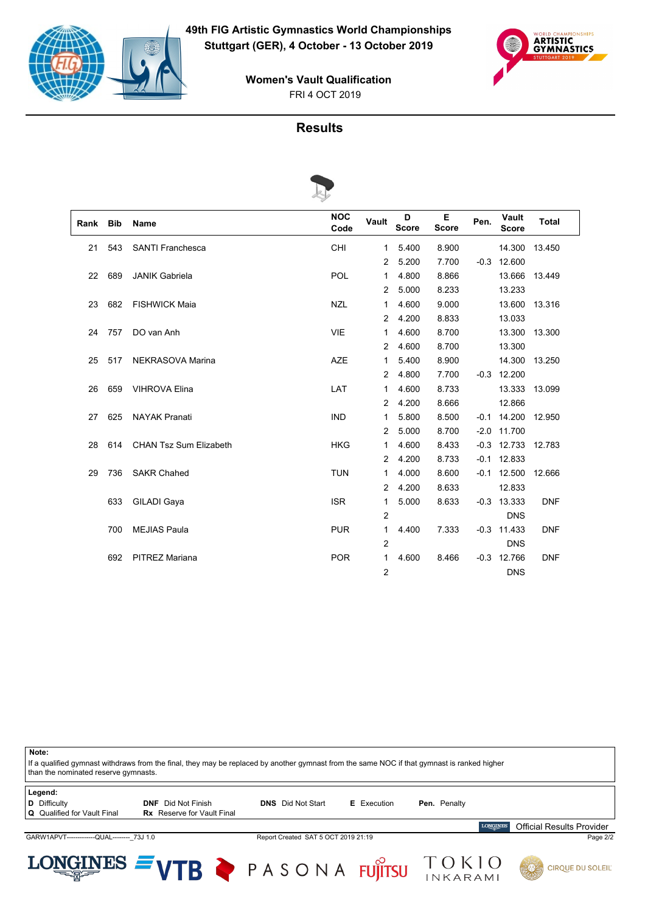# 49th FIG Artistic Gymnastics World Championships
**Stuttgart (GER), 4 October - 13 October 2019**

**Women's Vault Qualification**
FRI 4 OCT 2019

## Results

| Rank | Bib | Name | NOC Code | Vault | D Score | E Score | Pen. | Vault Score | Total |
|---|---|---|---|---|---|---|---|---|---|
| 21 | 543 | SANTI Franchesca | CHI | 1 | 5.400 | 8.900 | | 14.300 | 13.450 |
| | | | | 2 | 5.200 | 7.700 | -0.3 | 12.600 | |
| 22 | 689 | JANIK Gabriela | POL | 1 | 4.800 | 8.866 | | 13.666 | 13.449 |
| | | | | 2 | 5.000 | 8.233 | | 13.233 | |
| 23 | 682 | FISHWICK Maia | NZL | 1 | 4.600 | 9.000 | | 13.600 | 13.316 |
| | | | | 2 | 4.200 | 8.833 | | 13.033 | |
| 24 | 757 | DO van Anh | VIE | 1 | 4.600 | 8.700 | | 13.300 | 13.300 |
| | | | | 2 | 4.600 | 8.700 | | 13.300 | |
| 25 | 517 | NEKRASOVA Marina | AZE | 1 | 5.400 | 8.900 | | 14.300 | 13.250 |
| | | | | 2 | 4.800 | 7.700 | -0.3 | 12.200 | |
| 26 | 659 | VIHROVA Elina | LAT | 1 | 4.600 | 8.733 | | 13.333 | 13.099 |
| | | | | 2 | 4.200 | 8.666 | | 12.866 | |
| 27 | 625 | NAYAK Pranati | IND | 1 | 5.800 | 8.500 | -0.1 | 14.200 | 12.950 |
| | | | | 2 | 5.000 | 8.700 | -2.0 | 11.700 | |
| 28 | 614 | CHAN Tsz Sum Elizabeth | HKG | 1 | 4.600 | 8.433 | -0.3 | 12.733 | 12.783 |
| | | | | 2 | 4.200 | 8.733 | -0.1 | 12.833 | |
| 29 | 736 | SAKR Chahed | TUN | 1 | 4.000 | 8.600 | -0.1 | 12.500 | 12.666 |
| | | | | 2 | 4.200 | 8.633 | | 12.833 | |
| | 633 | GILADI Gaya | ISR | 1 | 5.000 | 8.633 | -0.3 | 13.333 | DNF |
| | | | | 2 | | | | DNS | |
| | 700 | MEJIAS Paula | PUR | 1 | 4.400 | 7.333 | -0.3 | 11.433 | DNF |
| | | | | 2 | | | | DNS | |
| | 692 | PITREZ Mariana | POR | 1 | 4.600 | 8.466 | -0.3 | 12.766 | DNF |
| | | | | 2 | | | | DNS | |

**Note:**
If a qualified gymnast withdraws from the final, they may be replaced by another gymnast from the same NOC if that gymnast is ranked higher than the nominated reserve gymnasts.

**Legend:**
**D** Difficulty
**Q** Qualified for Vault Final
**DNF** Did Not Finish
**Rx** Reserve for Vault Final
**DNS** Did Not Start
**E** Execution
**Pen.** Penalty

Official Results Provider

GARW1APVT-------------QUAL--------_73J 1.0

Report Created SAT 5 OCT 2019 21:19